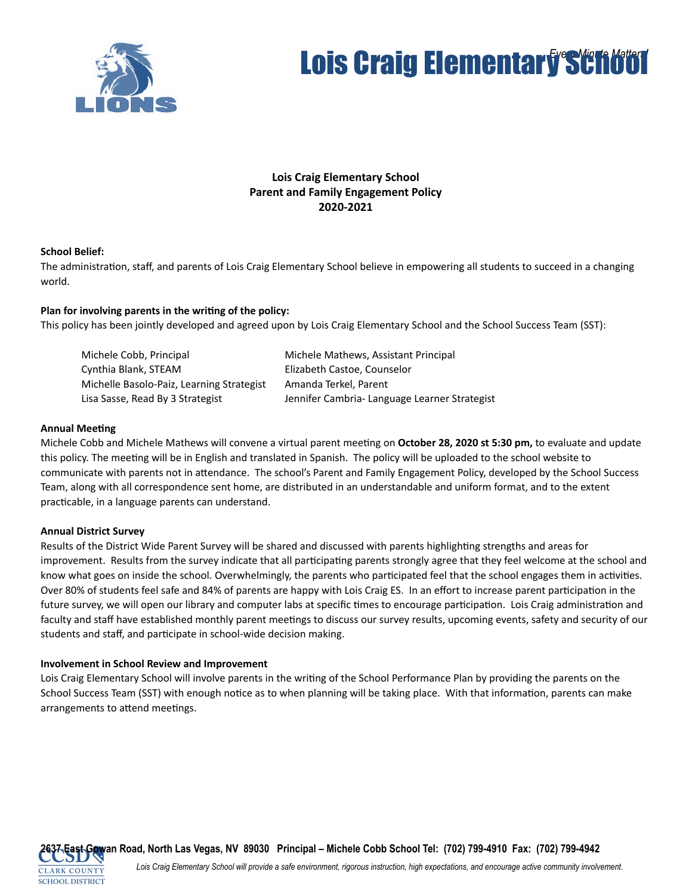# Lois Craig Elementary School

*Every Minute Matters!*

**Lois Craig Elementary School**
**Parent and Family Engagement Policy**
**2020-2021**

**School Belief:**
The administration, staff, and parents of Lois Craig Elementary School believe in empowering all students to succeed in a changing world.

**Plan for involving parents in the writing of the policy:**
This policy has been jointly developed and agreed upon by Lois Craig Elementary School and the School Success Team (SST):

| | |
|---|---|
| Michele Cobb, Principal | Michele Mathews, Assistant Principal |
| Cynthia Blank, STEAM | Elizabeth Castoe, Counselor |
| Michelle Basolo-Paiz, Learning Strategist | Amanda Terkel, Parent |
| Lisa Sasse, Read By 3 Strategist | Jennifer Cambria- Language Learner Strategist |

**Annual Meeting**
Michele Cobb and Michele Mathews will convene a virtual parent meeting on **October 28, 2020 st 5:30 pm,** to evaluate and update this policy. The meeting will be in English and translated in Spanish. The policy will be uploaded to the school website to communicate with parents not in attendance. The school's Parent and Family Engagement Policy, developed by the School Success Team, along with all correspondence sent home, are distributed in an understandable and uniform format, and to the extent practicable, in a language parents can understand.

**Annual District Survey**
Results of the District Wide Parent Survey will be shared and discussed with parents highlighting strengths and areas for improvement. Results from the survey indicate that all participating parents strongly agree that they feel welcome at the school and know what goes on inside the school. Overwhelmingly, the parents who participated feel that the school engages them in activities. Over 80% of students feel safe and 84% of parents are happy with Lois Craig ES. In an effort to increase parent participation in the future survey, we will open our library and computer labs at specific times to encourage participation. Lois Craig administration and faculty and staff have established monthly parent meetings to discuss our survey results, upcoming events, safety and security of our students and staff, and participate in school-wide decision making.

**Involvement in School Review and Improvement**
Lois Craig Elementary School will involve parents in the writing of the School Performance Plan by providing the parents on the School Success Team (SST) with enough notice as to when planning will be taking place. With that information, parents can make arrangements to attend meetings.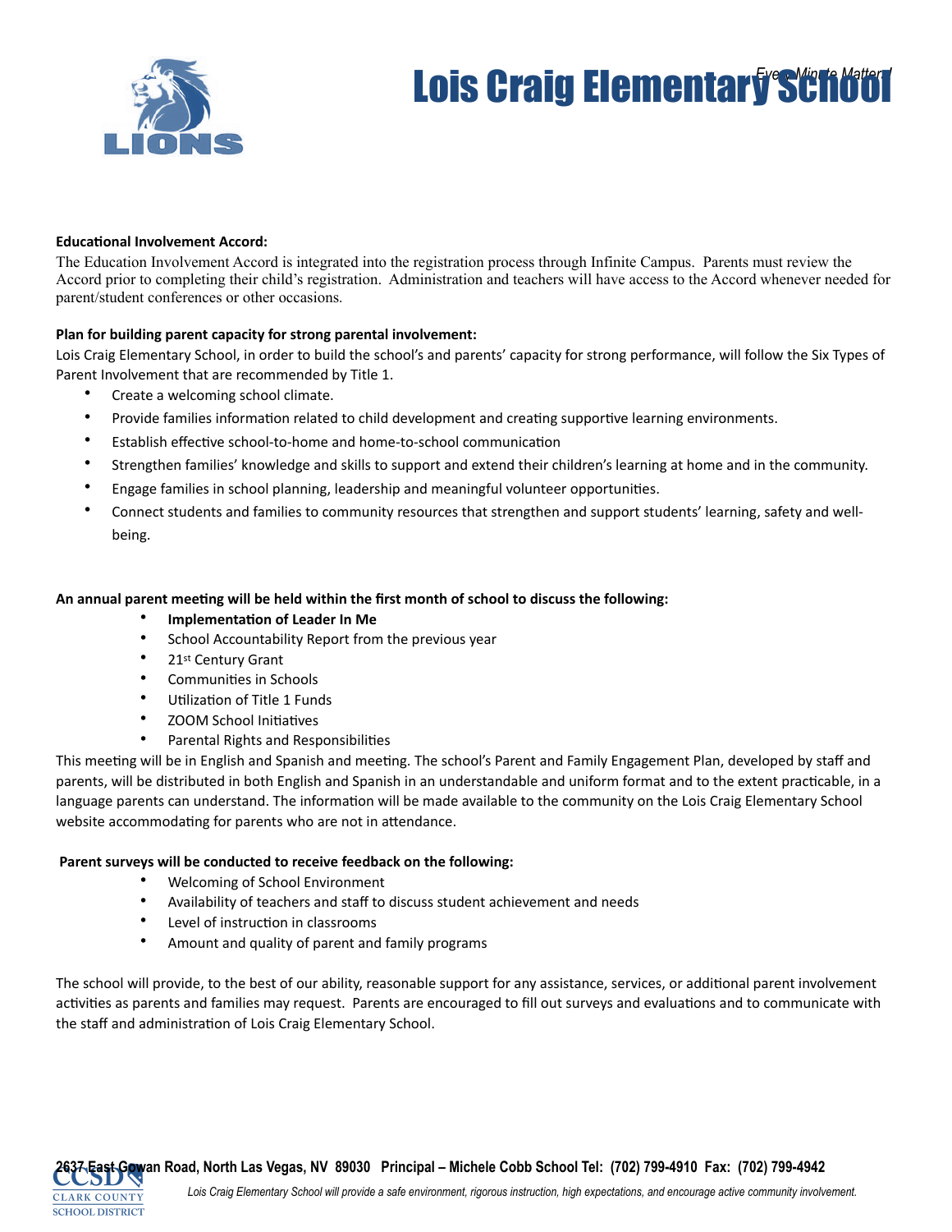**Educational Involvement Accord:**

The Education Involvement Accord is integrated into the registration process through Infinite Campus. Parents must review the Accord prior to completing their child's registration. Administration and teachers will have access to the Accord whenever needed for parent/student conferences or other occasions.

**Plan for building parent capacity for strong parental involvement:**

Lois Craig Elementary School, in order to build the school's and parents' capacity for strong performance, will follow the Six Types of Parent Involvement that are recommended by Title 1.

- Create a welcoming school climate.
- Provide families information related to child development and creating supportive learning environments.
- Establish effective school-to-home and home-to-school communication
- Strengthen families' knowledge and skills to support and extend their children's learning at home and in the community.
- Engage families in school planning, leadership and meaningful volunteer opportunities.
- Connect students and families to community resources that strengthen and support students' learning, safety and well-being.

**An annual parent meeting will be held within the first month of school to discuss the following:**

- **Implementation of Leader In Me**
- School Accountability Report from the previous year
- 21st Century Grant
- Communities in Schools
- Utilization of Title 1 Funds
- ZOOM School Initiatives
- Parental Rights and Responsibilities

This meeting will be in English and Spanish and meeting. The school's Parent and Family Engagement Plan, developed by staff and parents, will be distributed in both English and Spanish in an understandable and uniform format and to the extent practicable, in a language parents can understand. The information will be made available to the community on the Lois Craig Elementary School website accommodating for parents who are not in attendance.

**Parent surveys will be conducted to receive feedback on the following:**

- Welcoming of School Environment
- Availability of teachers and staff to discuss student achievement and needs
- Level of instruction in classrooms
- Amount and quality of parent and family programs

The school will provide, to the best of our ability, reasonable support for any assistance, services, or additional parent involvement activities as parents and families may request. Parents are encouraged to fill out surveys and evaluations and to communicate with the staff and administration of Lois Craig Elementary School.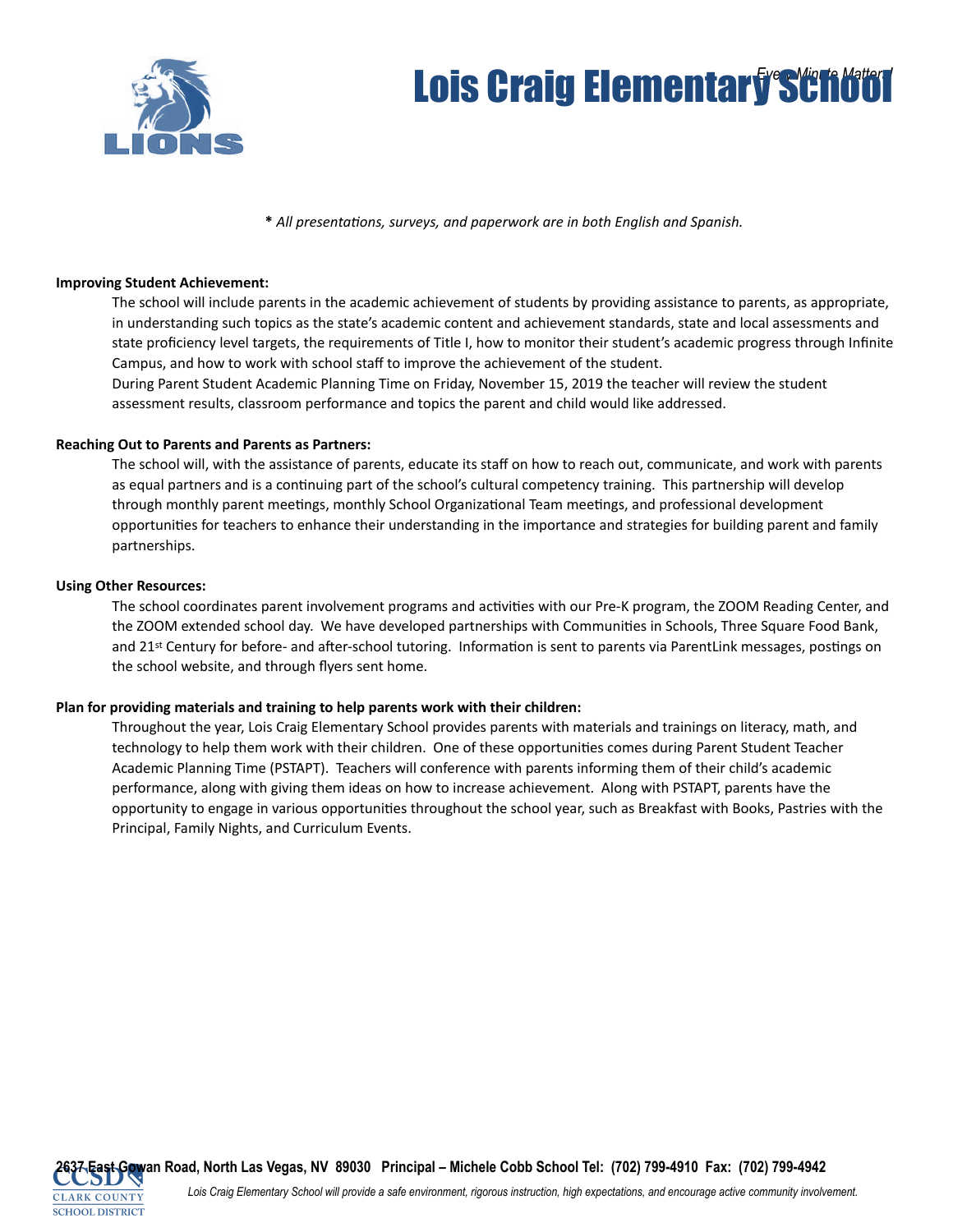**\*** *All presentations, surveys, and paperwork are in both English and Spanish.*

**Improving Student Achievement:**

The school will include parents in the academic achievement of students by providing assistance to parents, as appropriate, in understanding such topics as the state's academic content and achievement standards, state and local assessments and state proficiency level targets, the requirements of Title I, how to monitor their student's academic progress through Infinite Campus, and how to work with school staff to improve the achievement of the student.

During Parent Student Academic Planning Time on Friday, November 15, 2019 the teacher will review the student assessment results, classroom performance and topics the parent and child would like addressed.

**Reaching Out to Parents and Parents as Partners:**

The school will, with the assistance of parents, educate its staff on how to reach out, communicate, and work with parents as equal partners and is a continuing part of the school's cultural competency training. This partnership will develop through monthly parent meetings, monthly School Organizational Team meetings, and professional development opportunities for teachers to enhance their understanding in the importance and strategies for building parent and family partnerships.

**Using Other Resources:**

The school coordinates parent involvement programs and activities with our Pre-K program, the ZOOM Reading Center, and the ZOOM extended school day. We have developed partnerships with Communities in Schools, Three Square Food Bank, and 21st Century for before- and after-school tutoring. Information is sent to parents via ParentLink messages, postings on the school website, and through flyers sent home.

**Plan for providing materials and training to help parents work with their children:**

Throughout the year, Lois Craig Elementary School provides parents with materials and trainings on literacy, math, and technology to help them work with their children. One of these opportunities comes during Parent Student Teacher Academic Planning Time (PSTAPT). Teachers will conference with parents informing them of their child's academic performance, along with giving them ideas on how to increase achievement. Along with PSTAPT, parents have the opportunity to engage in various opportunities throughout the school year, such as Breakfast with Books, Pastries with the Principal, Family Nights, and Curriculum Events.